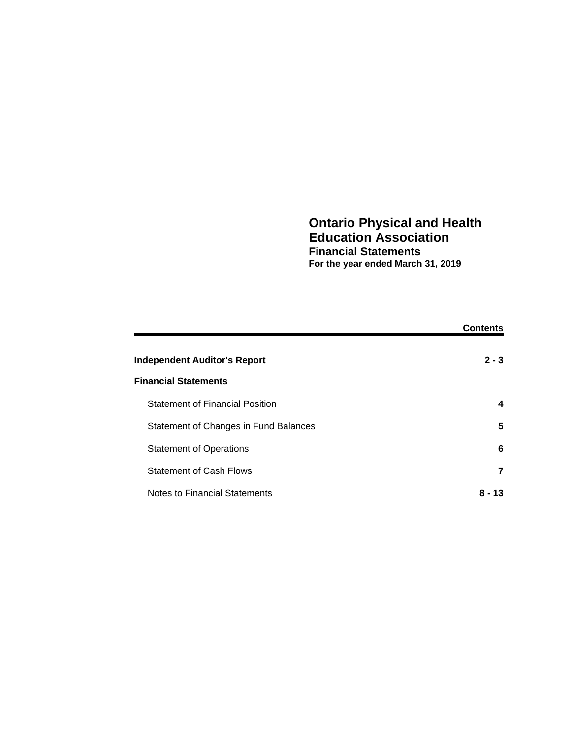# Ontario Physical and Health Education Association

## Financial Statements

**For the year ended March 31, 2019**

| | Contents |
|---|---|
| **Independent Auditor's Report** | **2 - 3** |
| **Financial Statements** | |
| Statement of Financial Position | **4** |
| Statement of Changes in Fund Balances | **5** |
| Statement of Operations | **6** |
| Statement of Cash Flows | **7** |
| Notes to Financial Statements | **8 - 13** |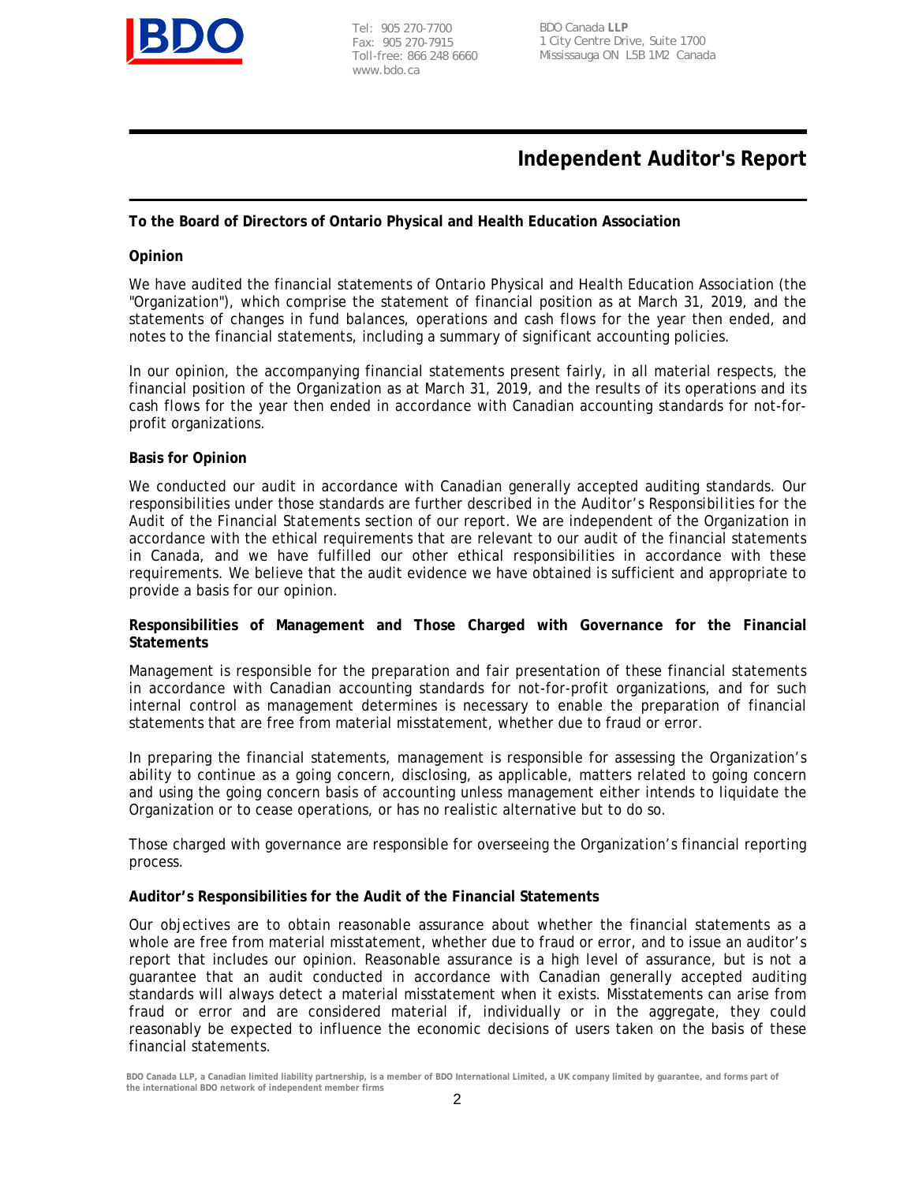BDO

Tel: 905 270-7700
Fax: 905 270-7915
Toll-free: 866 248 6660
www.bdo.ca

BDO Canada **LLP**
1 City Centre Drive, Suite 1700
Mississauga ON L5B 1M2 Canada

# Independent Auditor's Report

**To the Board of Directors of Ontario Physical and Health Education Association**

**Opinion**

We have audited the financial statements of Ontario Physical and Health Education Association (the "Organization"), which comprise the statement of financial position as at March 31, 2019, and the statements of changes in fund balances, operations and cash flows for the year then ended, and notes to the financial statements, including a summary of significant accounting policies.

In our opinion, the accompanying financial statements present fairly, in all material respects, the financial position of the Organization as at March 31, 2019, and the results of its operations and its cash flows for the year then ended in accordance with Canadian accounting standards for not-for-profit organizations.

**Basis for Opinion**

We conducted our audit in accordance with Canadian generally accepted auditing standards. Our responsibilities under those standards are further described in the *Auditor's Responsibilities for the Audit of the Financial Statements* section of our report. We are independent of the Organization in accordance with the ethical requirements that are relevant to our audit of the financial statements in Canada, and we have fulfilled our other ethical responsibilities in accordance with these requirements. We believe that the audit evidence we have obtained is sufficient and appropriate to provide a basis for our opinion.

**Responsibilities of Management and Those Charged with Governance for the Financial Statements**

Management is responsible for the preparation and fair presentation of these financial statements in accordance with Canadian accounting standards for not-for-profit organizations, and for such internal control as management determines is necessary to enable the preparation of financial statements that are free from material misstatement, whether due to fraud or error.

In preparing the financial statements, management is responsible for assessing the Organization's ability to continue as a going concern, disclosing, as applicable, matters related to going concern and using the going concern basis of accounting unless management either intends to liquidate the Organization or to cease operations, or has no realistic alternative but to do so.

Those charged with governance are responsible for overseeing the Organization's financial reporting process.

**Auditor's Responsibilities for the Audit of the Financial Statements**

Our objectives are to obtain reasonable assurance about whether the financial statements as a whole are free from material misstatement, whether due to fraud or error, and to issue an auditor's report that includes our opinion. Reasonable assurance is a high level of assurance, but is not a guarantee that an audit conducted in accordance with Canadian generally accepted auditing standards will always detect a material misstatement when it exists. Misstatements can arise from fraud or error and are considered material if, individually or in the aggregate, they could reasonably be expected to influence the economic decisions of users taken on the basis of these financial statements.

BDO Canada LLP, a Canadian limited liability partnership, is a member of BDO International Limited, a UK company limited by guarantee, and forms part of the international BDO network of independent member firms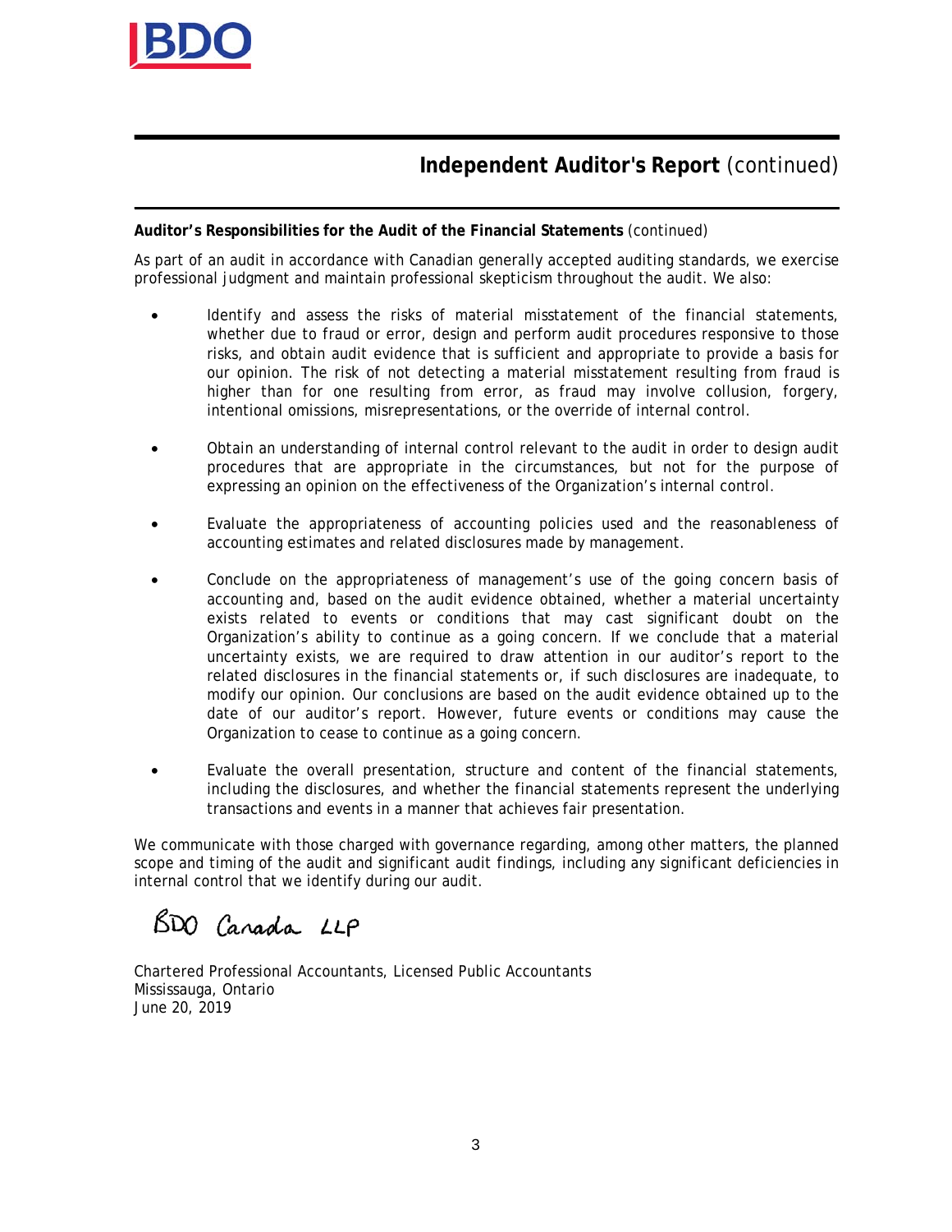## **Independent Auditor's Report** (continued)

**Auditor's Responsibilities for the Audit of the Financial Statements** (continued)

As part of an audit in accordance with Canadian generally accepted auditing standards, we exercise professional judgment and maintain professional skepticism throughout the audit. We also:

- Identify and assess the risks of material misstatement of the financial statements, whether due to fraud or error, design and perform audit procedures responsive to those risks, and obtain audit evidence that is sufficient and appropriate to provide a basis for our opinion. The risk of not detecting a material misstatement resulting from fraud is higher than for one resulting from error, as fraud may involve collusion, forgery, intentional omissions, misrepresentations, or the override of internal control.

- Obtain an understanding of internal control relevant to the audit in order to design audit procedures that are appropriate in the circumstances, but not for the purpose of expressing an opinion on the effectiveness of the Organization's internal control.

- Evaluate the appropriateness of accounting policies used and the reasonableness of accounting estimates and related disclosures made by management.

- Conclude on the appropriateness of management's use of the going concern basis of accounting and, based on the audit evidence obtained, whether a material uncertainty exists related to events or conditions that may cast significant doubt on the Organization's ability to continue as a going concern. If we conclude that a material uncertainty exists, we are required to draw attention in our auditor's report to the related disclosures in the financial statements or, if such disclosures are inadequate, to modify our opinion. Our conclusions are based on the audit evidence obtained up to the date of our auditor's report. However, future events or conditions may cause the Organization to cease to continue as a going concern.

- Evaluate the overall presentation, structure and content of the financial statements, including the disclosures, and whether the financial statements represent the underlying transactions and events in a manner that achieves fair presentation.

We communicate with those charged with governance regarding, among other matters, the planned scope and timing of the audit and significant audit findings, including any significant deficiencies in internal control that we identify during our audit.

BDO Canada LLP

Chartered Professional Accountants, Licensed Public Accountants
Mississauga, Ontario
June 20, 2019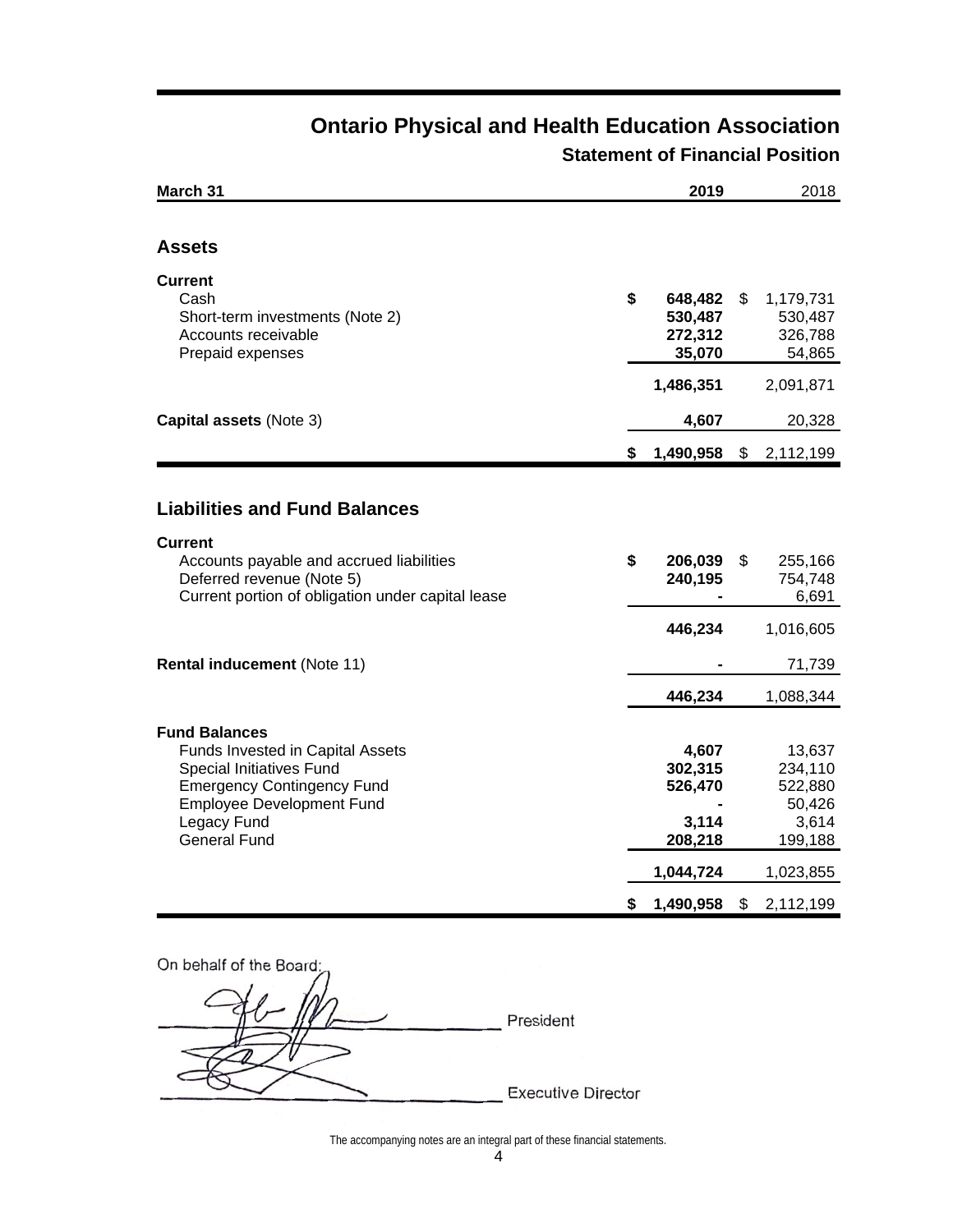# Ontario Physical and Health Education Association

## Statement of Financial Position

| March 31 | 2019 | 2018 |
|---|---|---|
| **Assets** | | |
| **Current** | | |
| Cash | **$ 648,482** | $ 1,179,731 |
| Short-term investments (Note 2) | **530,487** | 530,487 |
| Accounts receivable | **272,312** | 326,788 |
| Prepaid expenses | **35,070** | 54,865 |
| | **1,486,351** | 2,091,871 |
| **Capital assets** (Note 3) | **4,607** | 20,328 |
| | **$ 1,490,958** | $ 2,112,199 |
| **Liabilities and Fund Balances** | | |
| **Current** | | |
| Accounts payable and accrued liabilities | **$ 206,039** | $ 255,166 |
| Deferred revenue (Note 5) | **240,195** | 754,748 |
| Current portion of obligation under capital lease | **-** | 6,691 |
| | **446,234** | 1,016,605 |
| **Rental inducement** (Note 11) | **-** | 71,739 |
| | **446,234** | 1,088,344 |
| **Fund Balances** | | |
| Funds Invested in Capital Assets | **4,607** | 13,637 |
| Special Initiatives Fund | **302,315** | 234,110 |
| Emergency Contingency Fund | **526,470** | 522,880 |
| Employee Development Fund | **-** | 50,426 |
| Legacy Fund | **3,114** | 3,614 |
| General Fund | **208,218** | 199,188 |
| | **1,044,724** | 1,023,855 |
| | **$ 1,490,958** | $ 2,112,199 |

On behalf of the Board:

_______________________ President

_______________________ Executive Director

The accompanying notes are an integral part of these financial statements.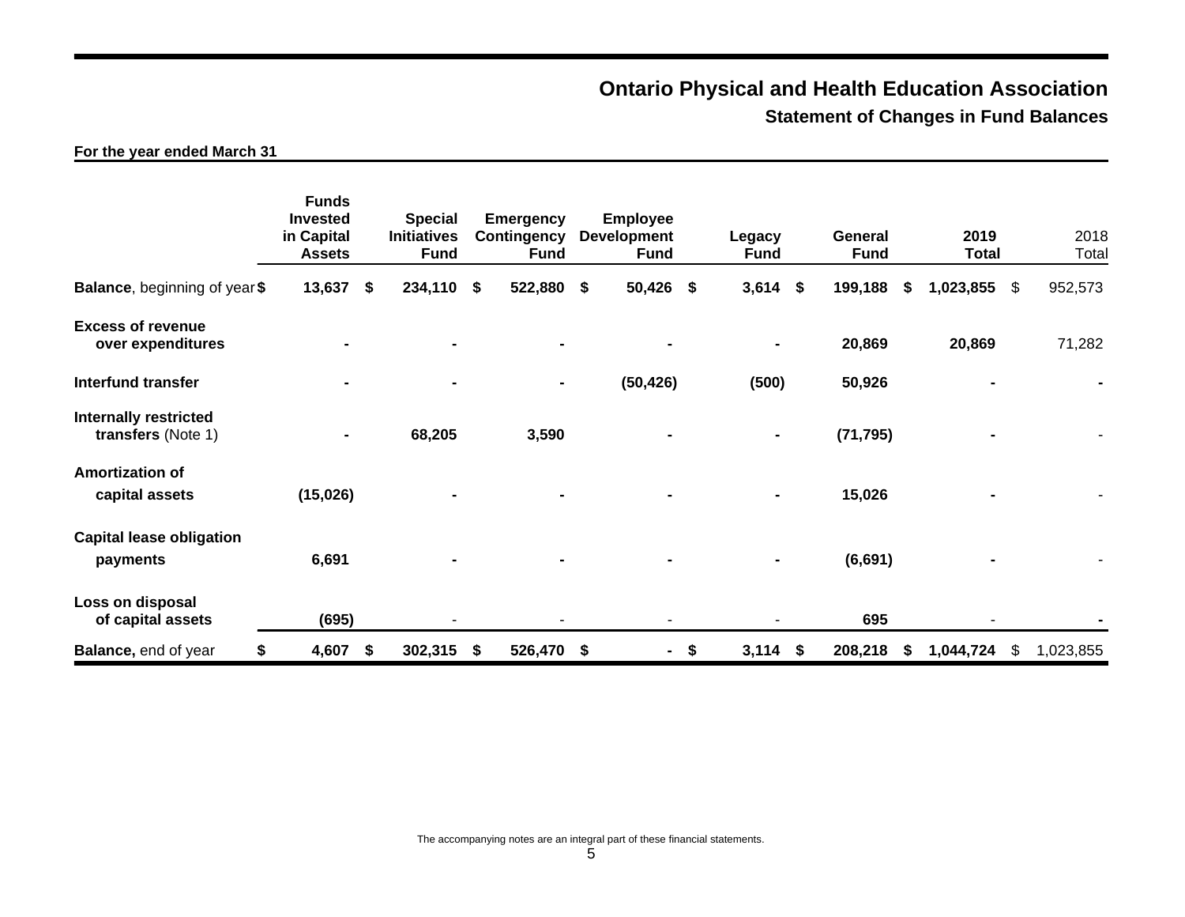# Ontario Physical and Health Education Association

## Statement of Changes in Fund Balances

**For the year ended March 31**

| | Funds Invested in Capital Assets | Special Initiatives Fund | Emergency Contingency Fund | Employee Development Fund | Legacy Fund | General Fund | 2019 Total | 2018 Total |
|---|---|---|---|---|---|---|---|---|
| **Balance**, beginning of year | $ 13,637 | $ 234,110 | $ 522,880 | $ 50,426 | $ 3,614 | $ 199,188 | $ 1,023,855 | $ 952,573 |
| **Excess of revenue over expenditures** | - | - | - | - | - | 20,869 | 20,869 | 71,282 |
| **Interfund transfer** | - | - | - | (50,426) | (500) | 50,926 | - | - |
| **Internally restricted transfers** (Note 1) | - | 68,205 | 3,590 | - | - | (71,795) | - | - |
| **Amortization of capital assets** | (15,026) | - | - | - | - | 15,026 | - | - |
| **Capital lease obligation payments** | 6,691 | - | - | - | - | (6,691) | - | - |
| **Loss on disposal of capital assets** | (695) | - | - | - | - | 695 | - | - |
| **Balance,** end of year | $ 4,607 | $ 302,315 | $ 526,470 | $ - | $ 3,114 | $ 208,218 | $ 1,044,724 | $ 1,023,855 |

The accompanying notes are an integral part of these financial statements.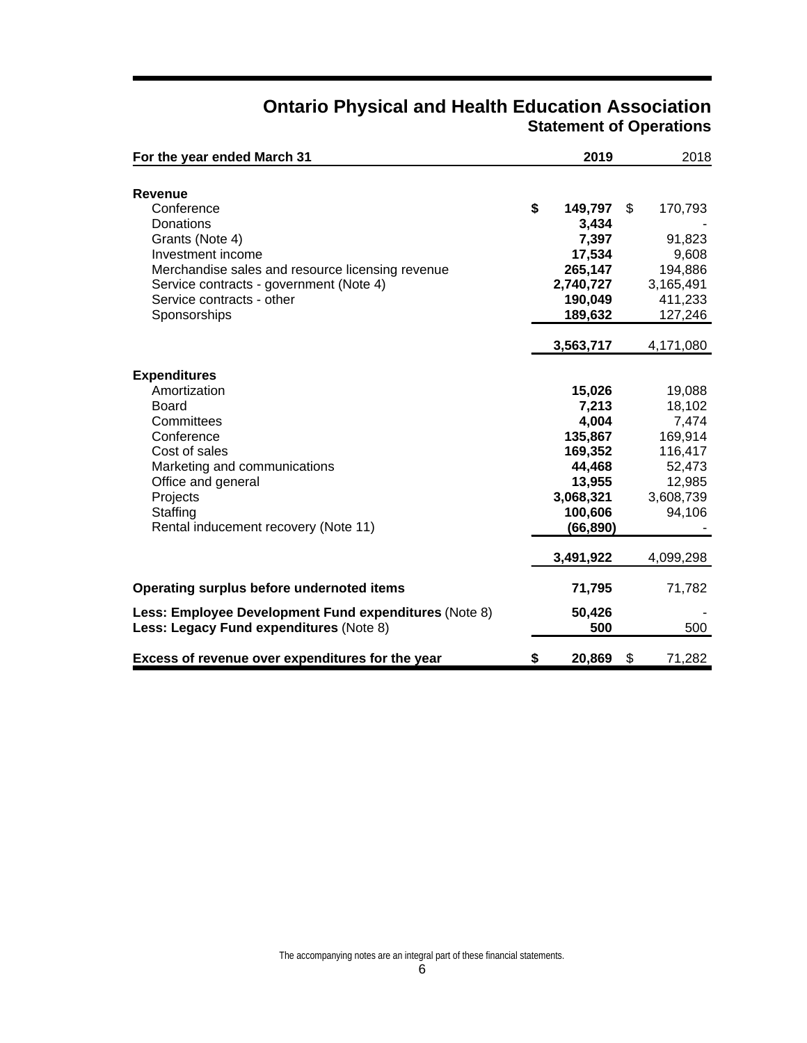# Ontario Physical and Health Education Association

## Statement of Operations

| For the year ended March 31 | 2019 | 2018 |
|---|---|---|
| **Revenue** | | |
| Conference | **$ 149,797** | $ 170,793 |
| Donations | **3,434** | - |
| Grants (Note 4) | **7,397** | 91,823 |
| Investment income | **17,534** | 9,608 |
| Merchandise sales and resource licensing revenue | **265,147** | 194,886 |
| Service contracts - government (Note 4) | **2,740,727** | 3,165,491 |
| Service contracts - other | **190,049** | 411,233 |
| Sponsorships | **189,632** | 127,246 |
| | **3,563,717** | 4,171,080 |
| **Expenditures** | | |
| Amortization | **15,026** | 19,088 |
| Board | **7,213** | 18,102 |
| Committees | **4,004** | 7,474 |
| Conference | **135,867** | 169,914 |
| Cost of sales | **169,352** | 116,417 |
| Marketing and communications | **44,468** | 52,473 |
| Office and general | **13,955** | 12,985 |
| Projects | **3,068,321** | 3,608,739 |
| Staffing | **100,606** | 94,106 |
| Rental inducement recovery (Note 11) | **(66,890)** | - |
| | **3,491,922** | 4,099,298 |
| **Operating surplus before undernoted items** | **71,795** | 71,782 |
| **Less: Employee Development Fund expenditures** (Note 8) | **50,426** | - |
| **Less: Legacy Fund expenditures** (Note 8) | **500** | 500 |
| **Excess of revenue over expenditures for the year** | **$ 20,869** | $ 71,282 |

The accompanying notes are an integral part of these financial statements.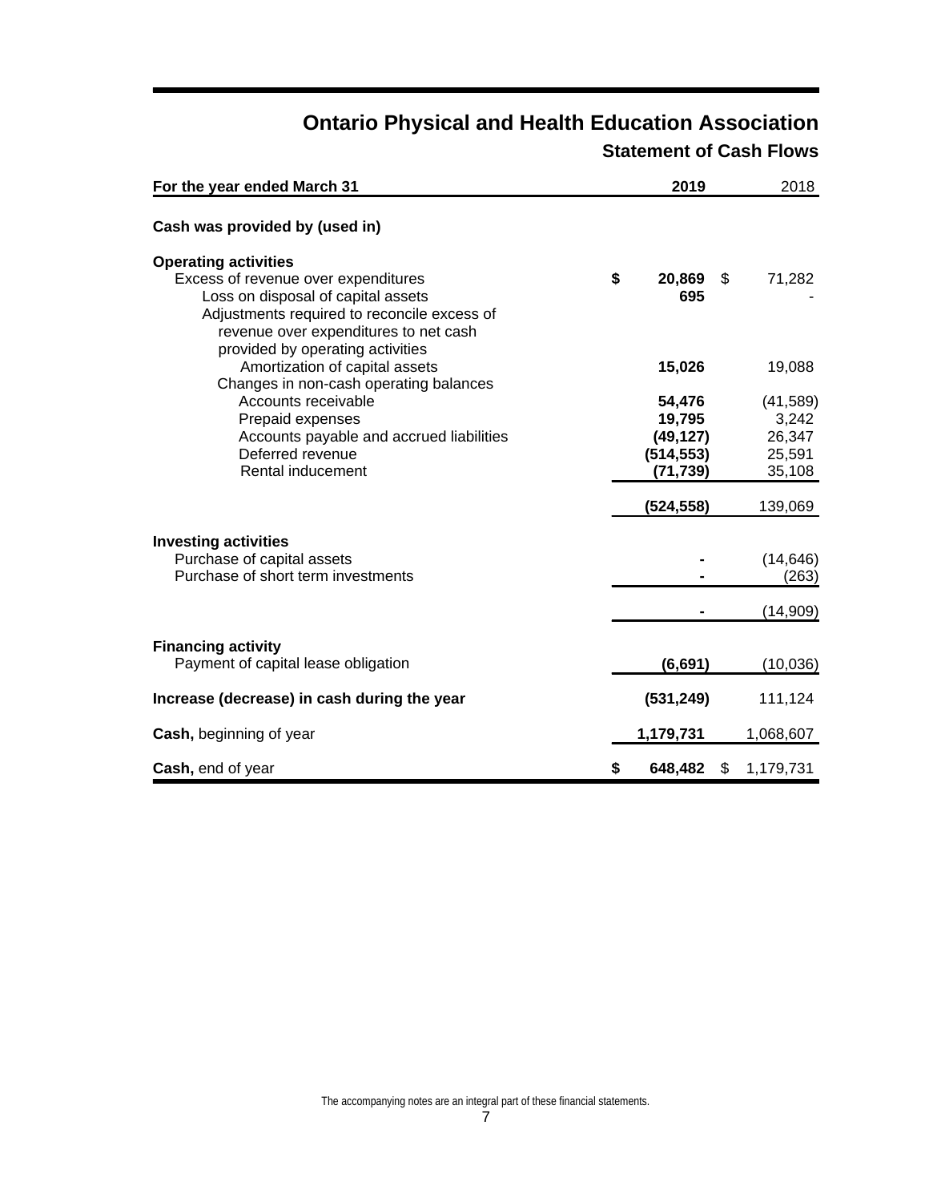# Ontario Physical and Health Education Association

## Statement of Cash Flows

| For the year ended March 31 | 2019 | 2018 |
|---|---|---|
| **Cash was provided by (used in)** | | |
| **Operating activities** | | |
| Excess of revenue over expenditures | **$ 20,869** | $ 71,282 |
| Loss on disposal of capital assets | **695** | - |
| Adjustments required to reconcile excess of revenue over expenditures to net cash provided by operating activities | | |
| Amortization of capital assets | **15,026** | 19,088 |
| Changes in non-cash operating balances | | |
| Accounts receivable | **54,476** | (41,589) |
| Prepaid expenses | **19,795** | 3,242 |
| Accounts payable and accrued liabilities | **(49,127)** | 26,347 |
| Deferred revenue | **(514,553)** | 25,591 |
| Rental inducement | **(71,739)** | 35,108 |
| | **(524,558)** | 139,069 |
| **Investing activities** | | |
| Purchase of capital assets | **-** | (14,646) |
| Purchase of short term investments | **-** | (263) |
| | **-** | (14,909) |
| **Financing activity** | | |
| Payment of capital lease obligation | **(6,691)** | (10,036) |
| **Increase (decrease) in cash during the year** | **(531,249)** | 111,124 |
| **Cash,** beginning of year | **1,179,731** | 1,068,607 |
| **Cash,** end of year | **$ 648,482** | $ 1,179,731 |

The accompanying notes are an integral part of these financial statements.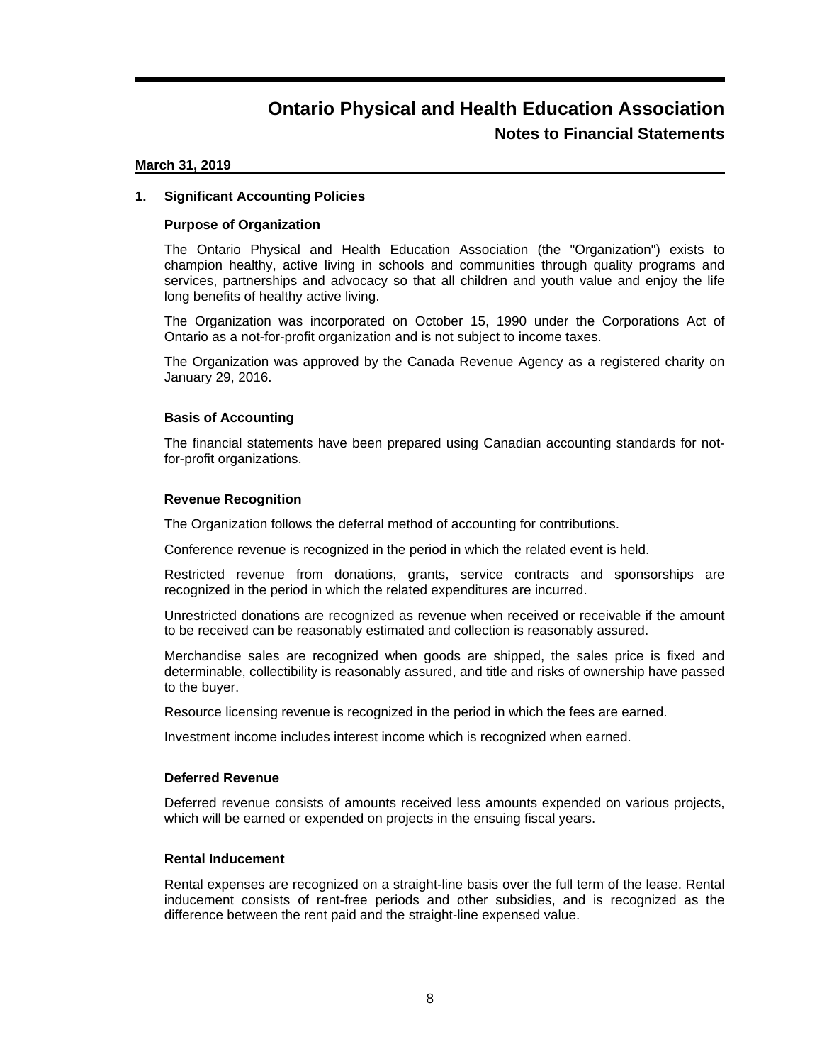# Ontario Physical and Health Education Association

## Notes to Financial Statements

**March 31, 2019**

### 1. Significant Accounting Policies

#### Purpose of Organization

The Ontario Physical and Health Education Association (the "Organization") exists to champion healthy, active living in schools and communities through quality programs and services, partnerships and advocacy so that all children and youth value and enjoy the life long benefits of healthy active living.

The Organization was incorporated on October 15, 1990 under the Corporations Act of Ontario as a not-for-profit organization and is not subject to income taxes.

The Organization was approved by the Canada Revenue Agency as a registered charity on January 29, 2016.

#### Basis of Accounting

The financial statements have been prepared using Canadian accounting standards for not-for-profit organizations.

#### Revenue Recognition

The Organization follows the deferral method of accounting for contributions.

Conference revenue is recognized in the period in which the related event is held.

Restricted revenue from donations, grants, service contracts and sponsorships are recognized in the period in which the related expenditures are incurred.

Unrestricted donations are recognized as revenue when received or receivable if the amount to be received can be reasonably estimated and collection is reasonably assured.

Merchandise sales are recognized when goods are shipped, the sales price is fixed and determinable, collectibility is reasonably assured, and title and risks of ownership have passed to the buyer.

Resource licensing revenue is recognized in the period in which the fees are earned.

Investment income includes interest income which is recognized when earned.

#### Deferred Revenue

Deferred revenue consists of amounts received less amounts expended on various projects, which will be earned or expended on projects in the ensuing fiscal years.

#### Rental Inducement

Rental expenses are recognized on a straight-line basis over the full term of the lease. Rental inducement consists of rent-free periods and other subsidies, and is recognized as the difference between the rent paid and the straight-line expensed value.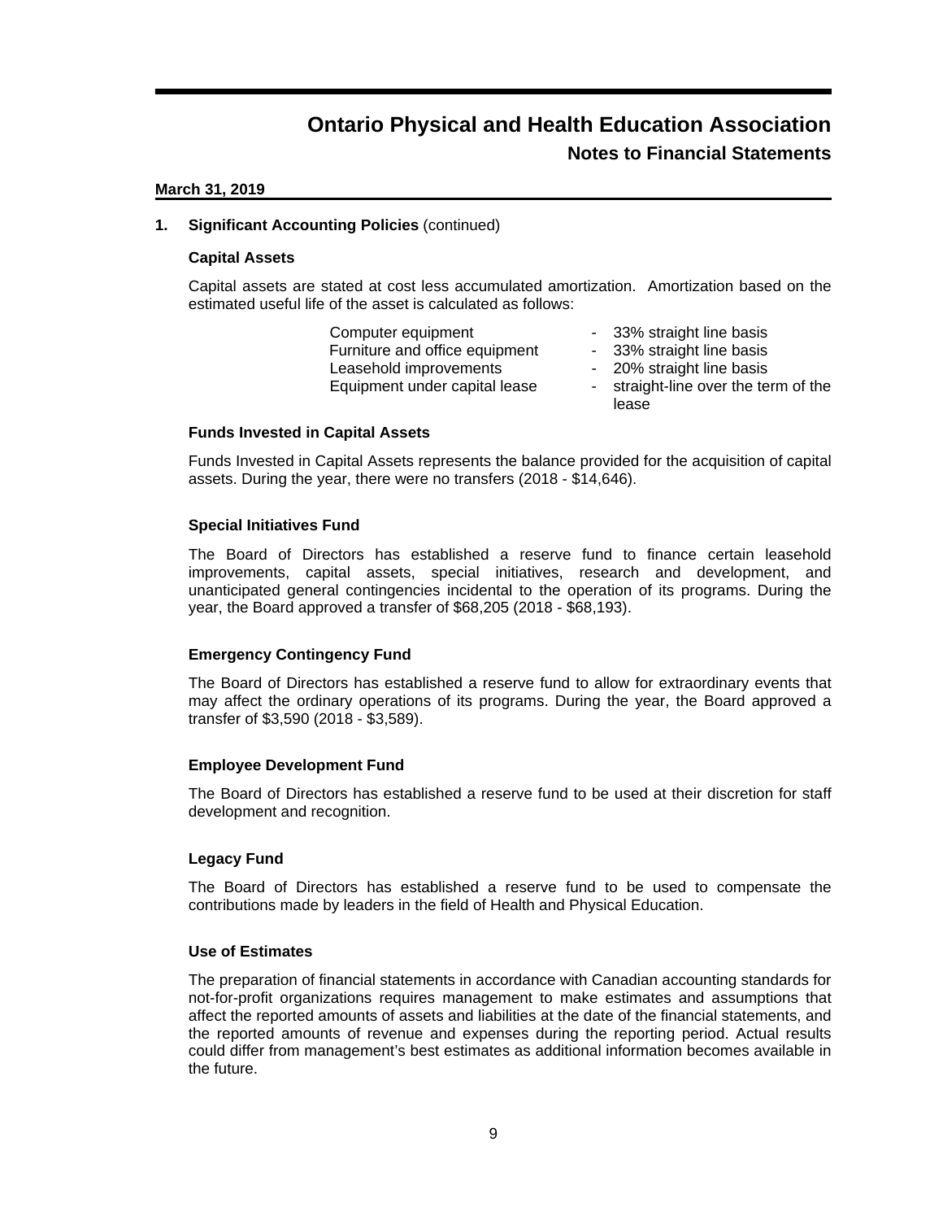# Ontario Physical and Health Education Association

## Notes to Financial Statements

**March 31, 2019**

### 1. Significant Accounting Policies (continued)

#### Capital Assets

Capital assets are stated at cost less accumulated amortization. Amortization based on the estimated useful life of the asset is calculated as follows:

| | |
|---|---|
| Computer equipment | - 33% straight line basis |
| Furniture and office equipment | - 33% straight line basis |
| Leasehold improvements | - 20% straight line basis |
| Equipment under capital lease | - straight-line over the term of the lease |

#### Funds Invested in Capital Assets

Funds Invested in Capital Assets represents the balance provided for the acquisition of capital assets. During the year, there were no transfers (2018 - $14,646).

#### Special Initiatives Fund

The Board of Directors has established a reserve fund to finance certain leasehold improvements, capital assets, special initiatives, research and development, and unanticipated general contingencies incidental to the operation of its programs. During the year, the Board approved a transfer of $68,205 (2018 - $68,193).

#### Emergency Contingency Fund

The Board of Directors has established a reserve fund to allow for extraordinary events that may affect the ordinary operations of its programs. During the year, the Board approved a transfer of $3,590 (2018 - $3,589).

#### Employee Development Fund

The Board of Directors has established a reserve fund to be used at their discretion for staff development and recognition.

#### Legacy Fund

The Board of Directors has established a reserve fund to be used to compensate the contributions made by leaders in the field of Health and Physical Education.

#### Use of Estimates

The preparation of financial statements in accordance with Canadian accounting standards for not-for-profit organizations requires management to make estimates and assumptions that affect the reported amounts of assets and liabilities at the date of the financial statements, and the reported amounts of revenue and expenses during the reporting period. Actual results could differ from management's best estimates as additional information becomes available in the future.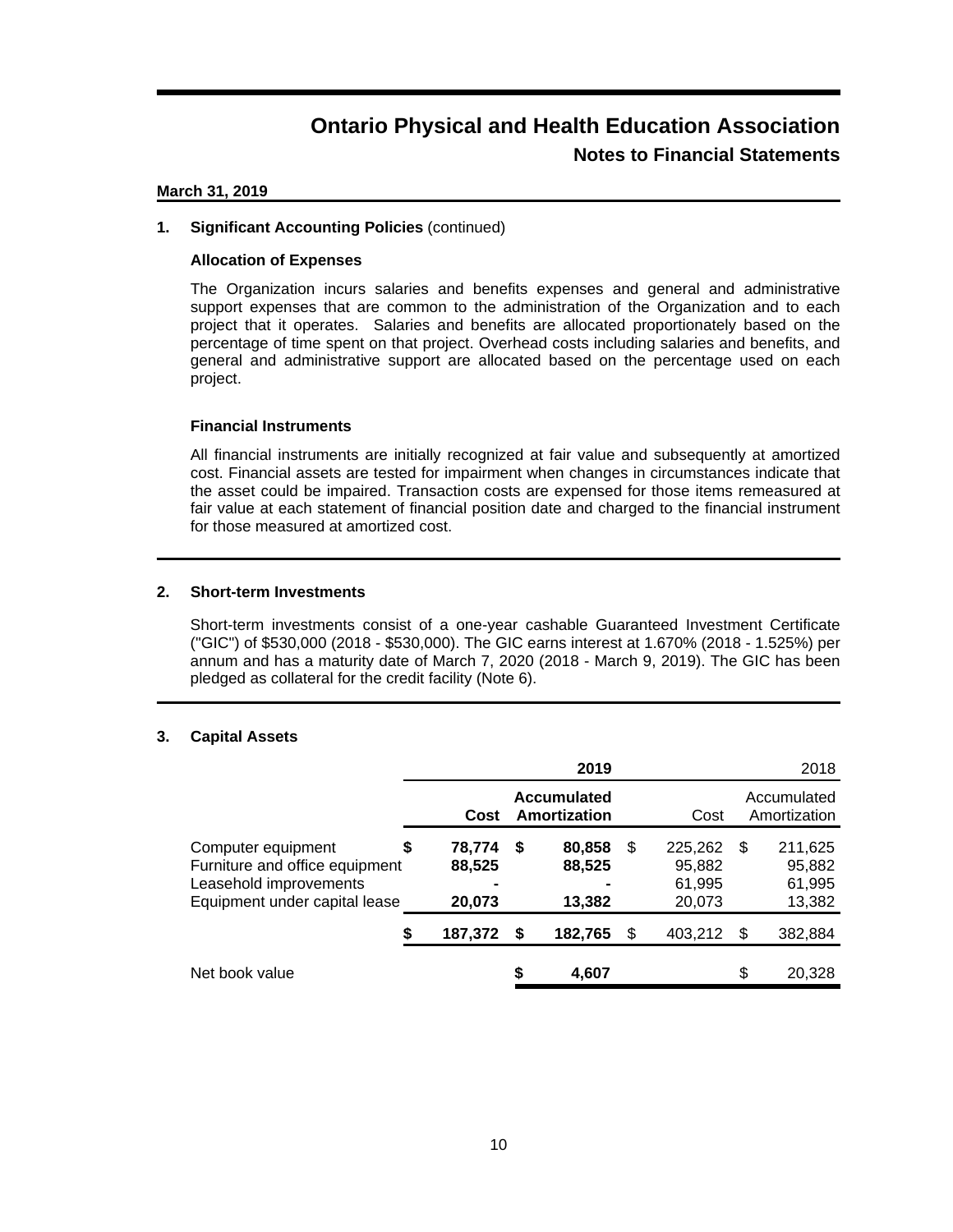# Ontario Physical and Health Education Association

## Notes to Financial Statements

**March 31, 2019**

**1. Significant Accounting Policies** (continued)

**Allocation of Expenses**

The Organization incurs salaries and benefits expenses and general and administrative support expenses that are common to the administration of the Organization and to each project that it operates. Salaries and benefits are allocated proportionately based on the percentage of time spent on that project. Overhead costs including salaries and benefits, and general and administrative support are allocated based on the percentage used on each project.

**Financial Instruments**

All financial instruments are initially recognized at fair value and subsequently at amortized cost. Financial assets are tested for impairment when changes in circumstances indicate that the asset could be impaired. Transaction costs are expensed for those items remeasured at fair value at each statement of financial position date and charged to the financial instrument for those measured at amortized cost.

**2. Short-term Investments**

Short-term investments consist of a one-year cashable Guaranteed Investment Certificate ("GIC") of $530,000 (2018 - $530,000). The GIC earns interest at 1.670% (2018 - 1.525%) per annum and has a maturity date of March 7, 2020 (2018 - March 9, 2019). The GIC has been pledged as collateral for the credit facility (Note 6).

**3. Capital Assets**

| | **2019** | | 2018 | |
|---|---|---|---|---|
| | **Cost** | **Accumulated Amortization** | Cost | Accumulated Amortization |
| Computer equipment | **$ 78,774** | **$ 80,858** | $ 225,262 | $ 211,625 |
| Furniture and office equipment | **88,525** | **88,525** | 95,882 | 95,882 |
| Leasehold improvements | **-** | **-** | 61,995 | 61,995 |
| Equipment under capital lease | **20,073** | **13,382** | 20,073 | 13,382 |
| | **$ 187,372** | **$ 182,765** | $ 403,212 | $ 382,884 |
| Net book value | | **$ 4,607** | | $ 20,328 |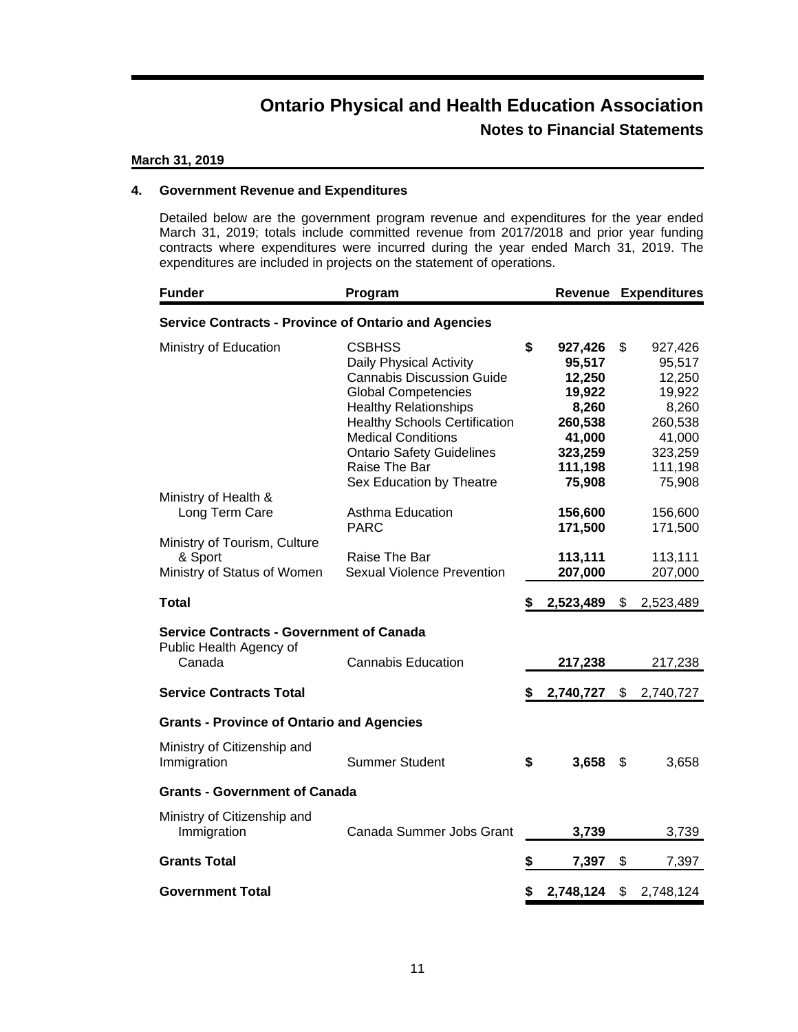# Ontario Physical and Health Education Association

## Notes to Financial Statements

**March 31, 2019**

### 4. Government Revenue and Expenditures

Detailed below are the government program revenue and expenditures for the year ended March 31, 2019; totals include committed revenue from 2017/2018 and prior year funding contracts where expenditures were incurred during the year ended March 31, 2019. The expenditures are included in projects on the statement of operations.

| Funder | Program | Revenue | Expenditures |
|---|---|---|---|
| **Service Contracts - Province of Ontario and Agencies** | | | |
| Ministry of Education | CSBHSS | **$ 927,426** | $ 927,426 |
| | Daily Physical Activity | **95,517** | 95,517 |
| | Cannabis Discussion Guide | **12,250** | 12,250 |
| | Global Competencies | **19,922** | 19,922 |
| | Healthy Relationships | **8,260** | 8,260 |
| | Healthy Schools Certification | **260,538** | 260,538 |
| | Medical Conditions | **41,000** | 41,000 |
| | Ontario Safety Guidelines | **323,259** | 323,259 |
| | Raise The Bar | **111,198** | 111,198 |
| | Sex Education by Theatre | **75,908** | 75,908 |
| Ministry of Health & Long Term Care | Asthma Education | **156,600** | 156,600 |
| | PARC | **171,500** | 171,500 |
| Ministry of Tourism, Culture & Sport | Raise The Bar | **113,111** | 113,111 |
| Ministry of Status of Women | Sexual Violence Prevention | **207,000** | 207,000 |
| **Total** | | **$ 2,523,489** | $ 2,523,489 |
| **Service Contracts - Government of Canada** | | | |
| Public Health Agency of Canada | Cannabis Education | **217,238** | 217,238 |
| **Service Contracts Total** | | **$ 2,740,727** | $ 2,740,727 |
| **Grants - Province of Ontario and Agencies** | | | |
| Ministry of Citizenship and Immigration | Summer Student | **$ 3,658** | $ 3,658 |
| **Grants - Government of Canada** | | | |
| Ministry of Citizenship and Immigration | Canada Summer Jobs Grant | **3,739** | 3,739 |
| **Grants Total** | | **$ 7,397** | $ 7,397 |
| **Government Total** | | **$ 2,748,124** | $ 2,748,124 |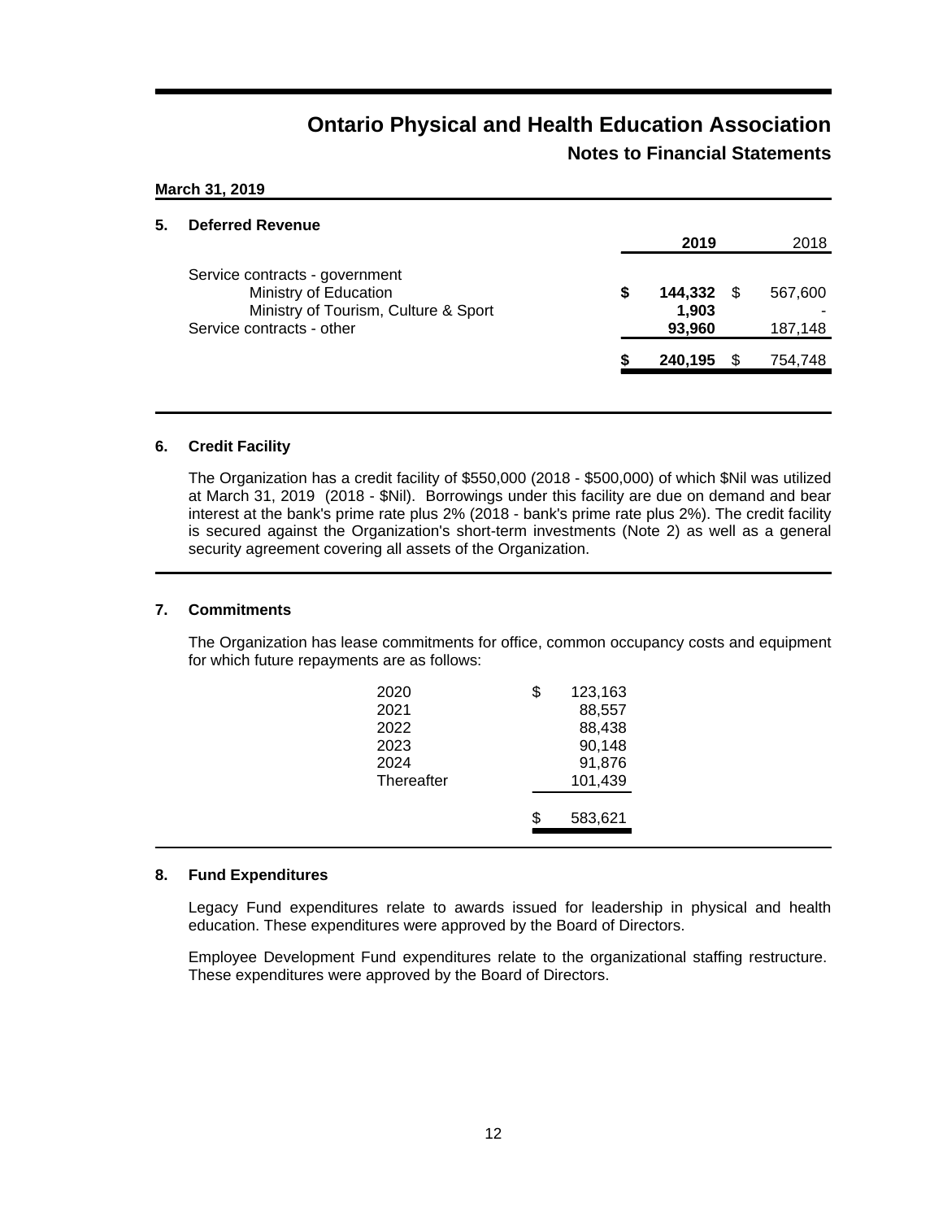# Ontario Physical and Health Education Association

## Notes to Financial Statements

**March 31, 2019**

### 5. Deferred Revenue

| | 2019 | 2018 |
|---|---|---|
| Service contracts - government | | |
| Ministry of Education | **$ 144,332** | $ 567,600 |
| Ministry of Tourism, Culture & Sport | **1,903** | - |
| Service contracts - other | **93,960** | 187,148 |
| | **$ 240,195** | $ 754,748 |

### 6. Credit Facility

The Organization has a credit facility of $550,000 (2018 - $500,000) of which $Nil was utilized at March 31, 2019 (2018 - $Nil). Borrowings under this facility are due on demand and bear interest at the bank's prime rate plus 2% (2018 - bank's prime rate plus 2%). The credit facility is secured against the Organization's short-term investments (Note 2) as well as a general security agreement covering all assets of the Organization.

### 7. Commitments

The Organization has lease commitments for office, common occupancy costs and equipment for which future repayments are as follows:

| | |
|---|---|
| 2020 | $ 123,163 |
| 2021 | 88,557 |
| 2022 | 88,438 |
| 2023 | 90,148 |
| 2024 | 91,876 |
| Thereafter | 101,439 |
| | $ 583,621 |

### 8. Fund Expenditures

Legacy Fund expenditures relate to awards issued for leadership in physical and health education. These expenditures were approved by the Board of Directors.

Employee Development Fund expenditures relate to the organizational staffing restructure. These expenditures were approved by the Board of Directors.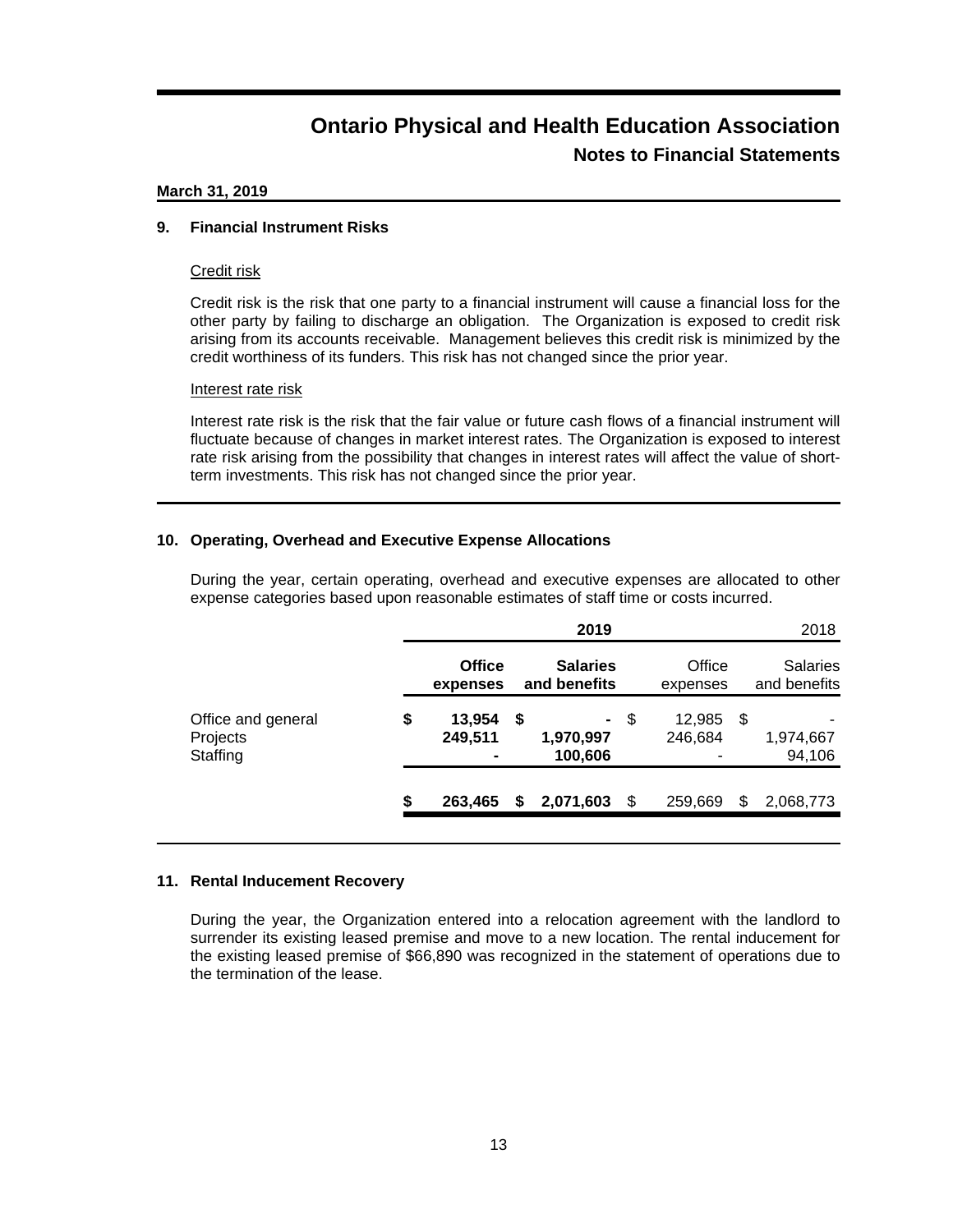# Ontario Physical and Health Education Association

## Notes to Financial Statements

**March 31, 2019**

### 9. Financial Instrument Risks

Credit risk

Credit risk is the risk that one party to a financial instrument will cause a financial loss for the other party by failing to discharge an obligation. The Organization is exposed to credit risk arising from its accounts receivable. Management believes this credit risk is minimized by the credit worthiness of its funders. This risk has not changed since the prior year.

Interest rate risk

Interest rate risk is the risk that the fair value or future cash flows of a financial instrument will fluctuate because of changes in market interest rates. The Organization is exposed to interest rate risk arising from the possibility that changes in interest rates will affect the value of short-term investments. This risk has not changed since the prior year.

### 10. Operating, Overhead and Executive Expense Allocations

During the year, certain operating, overhead and executive expenses are allocated to other expense categories based upon reasonable estimates of staff time or costs incurred.

| | **2019** | | 2018 | |
|---|---|---|---|---|
| | **Office expenses** | **Salaries and benefits** | Office expenses | Salaries and benefits |
| Office and general | **$ 13,954** | **$ -** | $ 12,985 | $ - |
| Projects | **249,511** | **1,970,997** | 246,684 | 1,974,667 |
| Staffing | **-** | **100,606** | - | 94,106 |
| | **$ 263,465** | **$ 2,071,603** | $ 259,669 | $ 2,068,773 |

### 11. Rental Inducement Recovery

During the year, the Organization entered into a relocation agreement with the landlord to surrender its existing leased premise and move to a new location. The rental inducement for the existing leased premise of $66,890 was recognized in the statement of operations due to the termination of the lease.